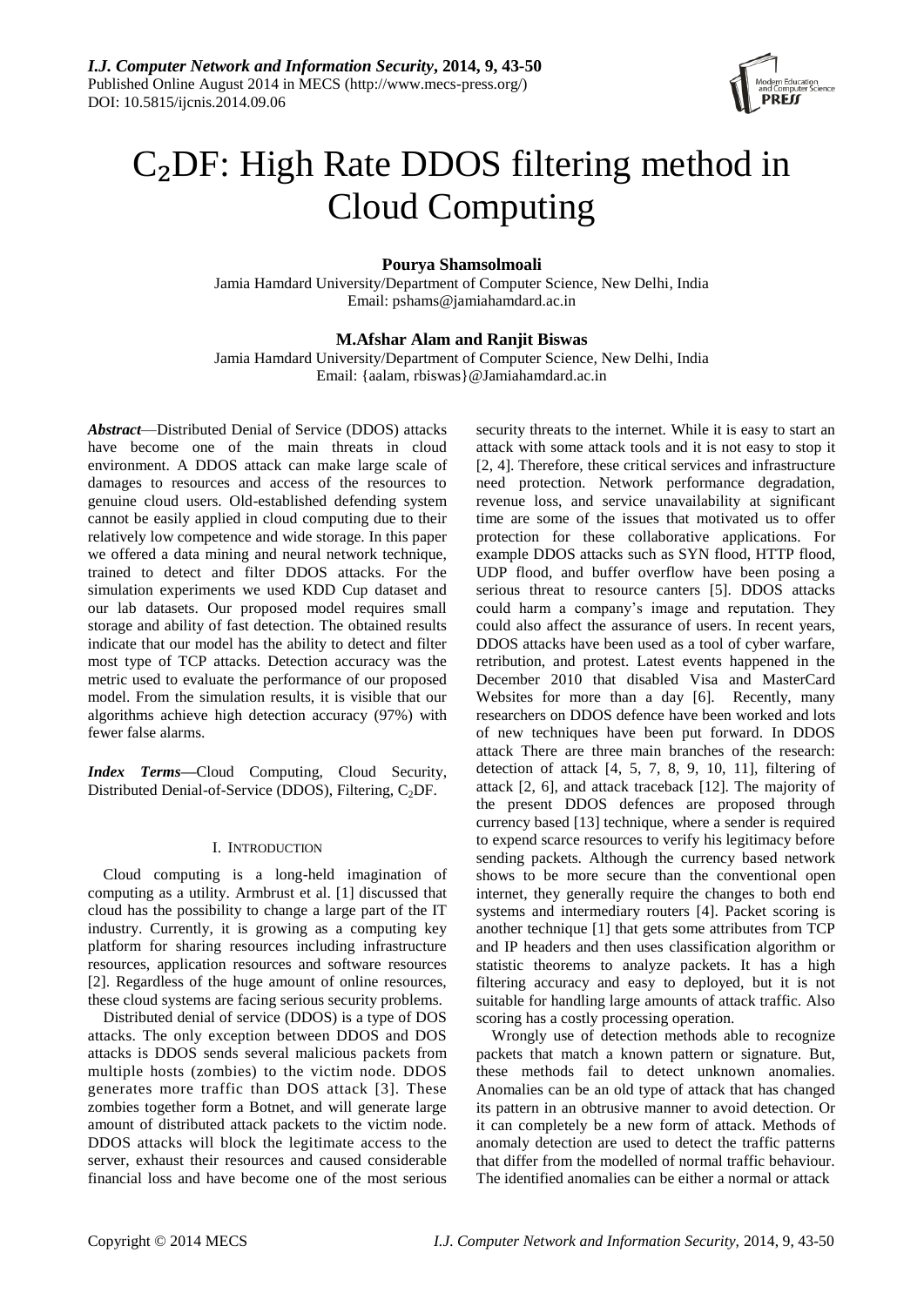# C₂DF: High Rate DDOS filtering method in Cloud Computing

**Pourya Shamsolmoali**
Jamia Hamdard University/Department of Computer Science, New Delhi, India
Email: pshams@jamiahamdard.ac.in

**M.Afshar Alam and Ranjit Biswas**
Jamia Hamdard University/Department of Computer Science, New Delhi, India
Email: {aalam, rbiswas}@Jamiahamdard.ac.in

***Abstract***—Distributed Denial of Service (DDOS) attacks have become one of the main threats in cloud environment. A DDOS attack can make large scale of damages to resources and access of the resources to genuine cloud users. Old-established defending system cannot be easily applied in cloud computing due to their relatively low competence and wide storage. In this paper we offered a data mining and neural network technique, trained to detect and filter DDOS attacks. For the simulation experiments we used KDD Cup dataset and our lab datasets. Our proposed model requires small storage and ability of fast detection. The obtained results indicate that our model has the ability to detect and filter most type of TCP attacks. Detection accuracy was the metric used to evaluate the performance of our proposed model. From the simulation results, it is visible that our algorithms achieve high detection accuracy (97%) with fewer false alarms.

***Index Terms***—Cloud Computing, Cloud Security, Distributed Denial-of-Service (DDOS), Filtering, $C_2DF$.

## I. Introduction

Cloud computing is a long-held imagination of computing as a utility. Armbrust et al. [1] discussed that cloud has the possibility to change a large part of the IT industry. Currently, it is growing as a computing key platform for sharing resources including infrastructure resources, application resources and software resources [2]. Regardless of the huge amount of online resources, these cloud systems are facing serious security problems.

Distributed denial of service (DDOS) is a type of DOS attacks. The only exception between DDOS and DOS attacks is DDOS sends several malicious packets from multiple hosts (zombies) to the victim node. DDOS generates more traffic than DOS attack [3]. These zombies together form a Botnet, and will generate large amount of distributed attack packets to the victim node. DDOS attacks will block the legitimate access to the server, exhaust their resources and caused considerable financial loss and have become one of the most serious security threats to the internet. While it is easy to start an attack with some attack tools and it is not easy to stop it [2, 4]. Therefore, these critical services and infrastructure need protection. Network performance degradation, revenue loss, and service unavailability at significant time are some of the issues that motivated us to offer protection for these collaborative applications. For example DDOS attacks such as SYN flood, HTTP flood, UDP flood, and buffer overflow have been posing a serious threat to resource canters [5]. DDOS attacks could harm a company's image and reputation. They could also affect the assurance of users. In recent years, DDOS attacks have been used as a tool of cyber warfare, retribution, and protest. Latest events happened in the December 2010 that disabled Visa and MasterCard Websites for more than a day [6]. Recently, many researchers on DDOS defence have been worked and lots of new techniques have been put forward. In DDOS attack There are three main branches of the research: detection of attack [4, 5, 7, 8, 9, 10, 11], filtering of attack [2, 6], and attack traceback [12]. The majority of the present DDOS defences are proposed through currency based [13] technique, where a sender is required to expend scarce resources to verify his legitimacy before sending packets. Although the currency based network shows to be more secure than the conventional open internet, they generally require the changes to both end systems and intermediary routers [4]. Packet scoring is another technique [1] that gets some attributes from TCP and IP headers and then uses classification algorithm or statistic theorems to analyze packets. It has a high filtering accuracy and easy to deployed, but it is not suitable for handling large amounts of attack traffic. Also scoring has a costly processing operation.

Wrongly use of detection methods able to recognize packets that match a known pattern or signature. But, these methods fail to detect unknown anomalies. Anomalies can be an old type of attack that has changed its pattern in an obtrusive manner to avoid detection. Or it can completely be a new form of attack. Methods of anomaly detection are used to detect the traffic patterns that differ from the modelled of normal traffic behaviour. The identified anomalies can be either a normal or attack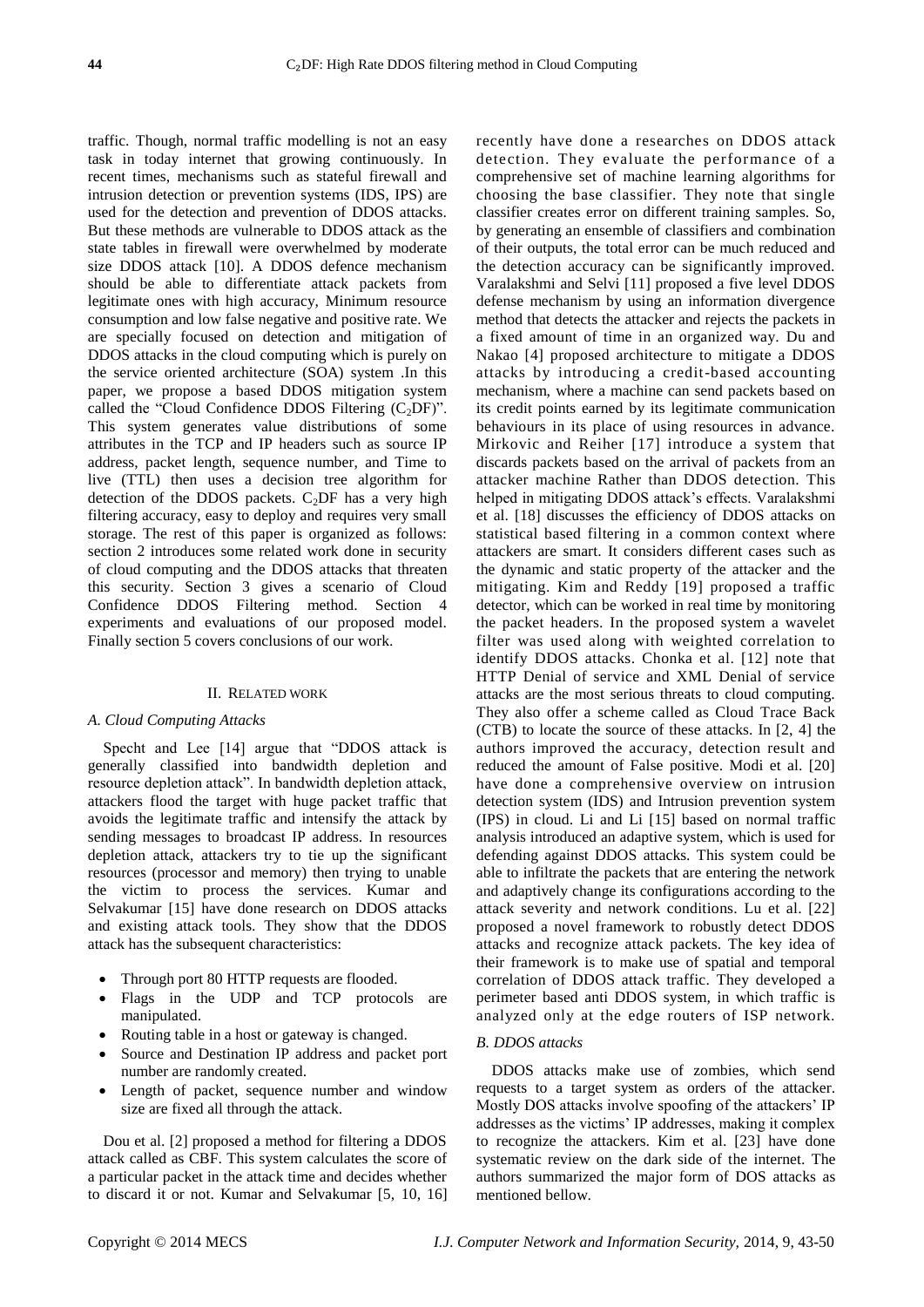traffic. Though, normal traffic modelling is not an easy task in today internet that growing continuously. In recent times, mechanisms such as stateful firewall and intrusion detection or prevention systems (IDS, IPS) are used for the detection and prevention of DDOS attacks. But these methods are vulnerable to DDOS attack as the state tables in firewall were overwhelmed by moderate size DDOS attack [10]. A DDOS defence mechanism should be able to differentiate attack packets from legitimate ones with high accuracy, Minimum resource consumption and low false negative and positive rate. We are specially focused on detection and mitigation of DDOS attacks in the cloud computing which is purely on the service oriented architecture (SOA) system .In this paper, we propose a based DDOS mitigation system called the "Cloud Confidence DDOS Filtering ($C_2$DF)". This system generates value distributions of some attributes in the TCP and IP headers such as source IP address, packet length, sequence number, and Time to live (TTL) then uses a decision tree algorithm for detection of the DDOS packets. $C_2$DF has a very high filtering accuracy, easy to deploy and requires very small storage. The rest of this paper is organized as follows: section 2 introduces some related work done in security of cloud computing and the DDOS attacks that threaten this security. Section 3 gives a scenario of Cloud Confidence DDOS Filtering method. Section 4 experiments and evaluations of our proposed model. Finally section 5 covers conclusions of our work.

## II. Related Work

### A. Cloud Computing Attacks

Specht and Lee [14] argue that "DDOS attack is generally classified into bandwidth depletion and resource depletion attack". In bandwidth depletion attack, attackers flood the target with huge packet traffic that avoids the legitimate traffic and intensify the attack by sending messages to broadcast IP address. In resources depletion attack, attackers try to tie up the significant resources (processor and memory) then trying to unable the victim to process the services. Kumar and Selvakumar [15] have done research on DDOS attacks and existing attack tools. They show that the DDOS attack has the subsequent characteristics:

- Through port 80 HTTP requests are flooded.
- Flags in the UDP and TCP protocols are manipulated.
- Routing table in a host or gateway is changed.
- Source and Destination IP address and packet port number are randomly created.
- Length of packet, sequence number and window size are fixed all through the attack.

Dou et al. [2] proposed a method for filtering a DDOS attack called as CBF. This system calculates the score of a particular packet in the attack time and decides whether to discard it or not. Kumar and Selvakumar [5, 10, 16] recently have done a researches on DDOS attack detection. They evaluate the performance of a comprehensive set of machine learning algorithms for choosing the base classifier. They note that single classifier creates error on different training samples. So, by generating an ensemble of classifiers and combination of their outputs, the total error can be much reduced and the detection accuracy can be significantly improved. Varalakshmi and Selvi [11] proposed a five level DDOS defense mechanism by using an information divergence method that detects the attacker and rejects the packets in a fixed amount of time in an organized way. Du and Nakao [4] proposed architecture to mitigate a DDOS attacks by introducing a credit-based accounting mechanism, where a machine can send packets based on its credit points earned by its legitimate communication behaviours in its place of using resources in advance. Mirkovic and Reiher [17] introduce a system that discards packets based on the arrival of packets from an attacker machine Rather than DDOS detection. This helped in mitigating DDOS attack's effects. Varalakshmi et al. [18] discusses the efficiency of DDOS attacks on statistical based filtering in a common context where attackers are smart. It considers different cases such as the dynamic and static property of the attacker and the mitigating. Kim and Reddy [19] proposed a traffic detector, which can be worked in real time by monitoring the packet headers. In the proposed system a wavelet filter was used along with weighted correlation to identify DDOS attacks. Chonka et al. [12] note that HTTP Denial of service and XML Denial of service attacks are the most serious threats to cloud computing. They also offer a scheme called as Cloud Trace Back (CTB) to locate the source of these attacks. In [2, 4] the authors improved the accuracy, detection result and reduced the amount of False positive. Modi et al. [20] have done a comprehensive overview on intrusion detection system (IDS) and Intrusion prevention system (IPS) in cloud. Li and Li [15] based on normal traffic analysis introduced an adaptive system, which is used for defending against DDOS attacks. This system could be able to infiltrate the packets that are entering the network and adaptively change its configurations according to the attack severity and network conditions. Lu et al. [22] proposed a novel framework to robustly detect DDOS attacks and recognize attack packets. The key idea of their framework is to make use of spatial and temporal correlation of DDOS attack traffic. They developed a perimeter based anti DDOS system, in which traffic is analyzed only at the edge routers of ISP network.

### B. DDOS attacks

DDOS attacks make use of zombies, which send requests to a target system as orders of the attacker. Mostly DOS attacks involve spoofing of the attackers' IP addresses as the victims' IP addresses, making it complex to recognize the attackers. Kim et al. [23] have done systematic review on the dark side of the internet. The authors summarized the major form of DOS attacks as mentioned bellow.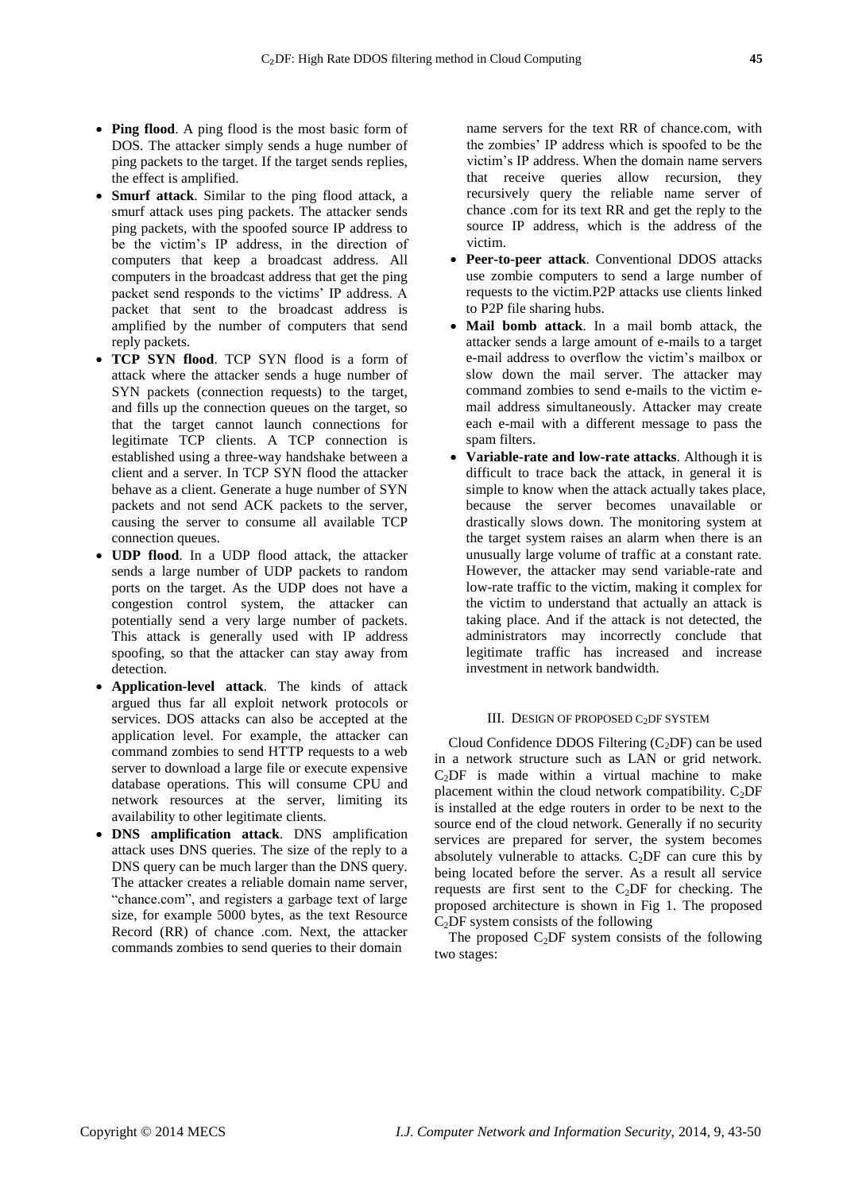- **Ping flood**. A ping flood is the most basic form of DOS. The attacker simply sends a huge number of ping packets to the target. If the target sends replies, the effect is amplified.
- **Smurf attack**. Similar to the ping flood attack, a smurf attack uses ping packets. The attacker sends ping packets, with the spoofed source IP address to be the victim's IP address, in the direction of computers that keep a broadcast address. All computers in the broadcast address that get the ping packet send responds to the victims' IP address. A packet that sent to the broadcast address is amplified by the number of computers that send reply packets.
- **TCP SYN flood**. TCP SYN flood is a form of attack where the attacker sends a huge number of SYN packets (connection requests) to the target, and fills up the connection queues on the target, so that the target cannot launch connections for legitimate TCP clients. A TCP connection is established using a three-way handshake between a client and a server. In TCP SYN flood the attacker behave as a client. Generate a huge number of SYN packets and not send ACK packets to the server, causing the server to consume all available TCP connection queues.
- **UDP flood**. In a UDP flood attack, the attacker sends a large number of UDP packets to random ports on the target. As the UDP does not have a congestion control system, the attacker can potentially send a very large number of packets. This attack is generally used with IP address spoofing, so that the attacker can stay away from detection.
- **Application-level attack**. The kinds of attack argued thus far all exploit network protocols or services. DOS attacks can also be accepted at the application level. For example, the attacker can command zombies to send HTTP requests to a web server to download a large file or execute expensive database operations. This will consume CPU and network resources at the server, limiting its availability to other legitimate clients.
- **DNS amplification attack**. DNS amplification attack uses DNS queries. The size of the reply to a DNS query can be much larger than the DNS query. The attacker creates a reliable domain name server, "chance.com", and registers a garbage text of large size, for example 5000 bytes, as the text Resource Record (RR) of chance .com. Next, the attacker commands zombies to send queries to their domain name servers for the text RR of chance.com, with the zombies' IP address which is spoofed to be the victim's IP address. When the domain name servers that receive queries allow recursion, they recursively query the reliable name server of chance .com for its text RR and get the reply to the source IP address, which is the address of the victim.
- **Peer-to-peer attack**. Conventional DDOS attacks use zombie computers to send a large number of requests to the victim.P2P attacks use clients linked to P2P file sharing hubs.
- **Mail bomb attack**. In a mail bomb attack, the attacker sends a large amount of e-mails to a target e-mail address to overflow the victim's mailbox or slow down the mail server. The attacker may command zombies to send e-mails to the victim e-mail address simultaneously. Attacker may create each e-mail with a different message to pass the spam filters.
- **Variable-rate and low-rate attacks**. Although it is difficult to trace back the attack, in general it is simple to know when the attack actually takes place, because the server becomes unavailable or drastically slows down. The monitoring system at the target system raises an alarm when there is an unusually large volume of traffic at a constant rate. However, the attacker may send variable-rate and low-rate traffic to the victim, making it complex for the victim to understand that actually an attack is taking place. And if the attack is not detected, the administrators may incorrectly conclude that legitimate traffic has increased and increase investment in network bandwidth.

## III. Design of Proposed $C_2$DF System

Cloud Confidence DDOS Filtering ($C_2$DF) can be used in a network structure such as LAN or grid network. $C_2$DF is made within a virtual machine to make placement within the cloud network compatibility. $C_2$DF is installed at the edge routers in order to be next to the source end of the cloud network. Generally if no security services are prepared for server, the system becomes absolutely vulnerable to attacks. $C_2$DF can cure this by being located before the server. As a result all service requests are first sent to the $C_2$DF for checking. The proposed architecture is shown in Fig 1. The proposed $C_2$DF system consists of the following

The proposed $C_2$DF system consists of the following two stages: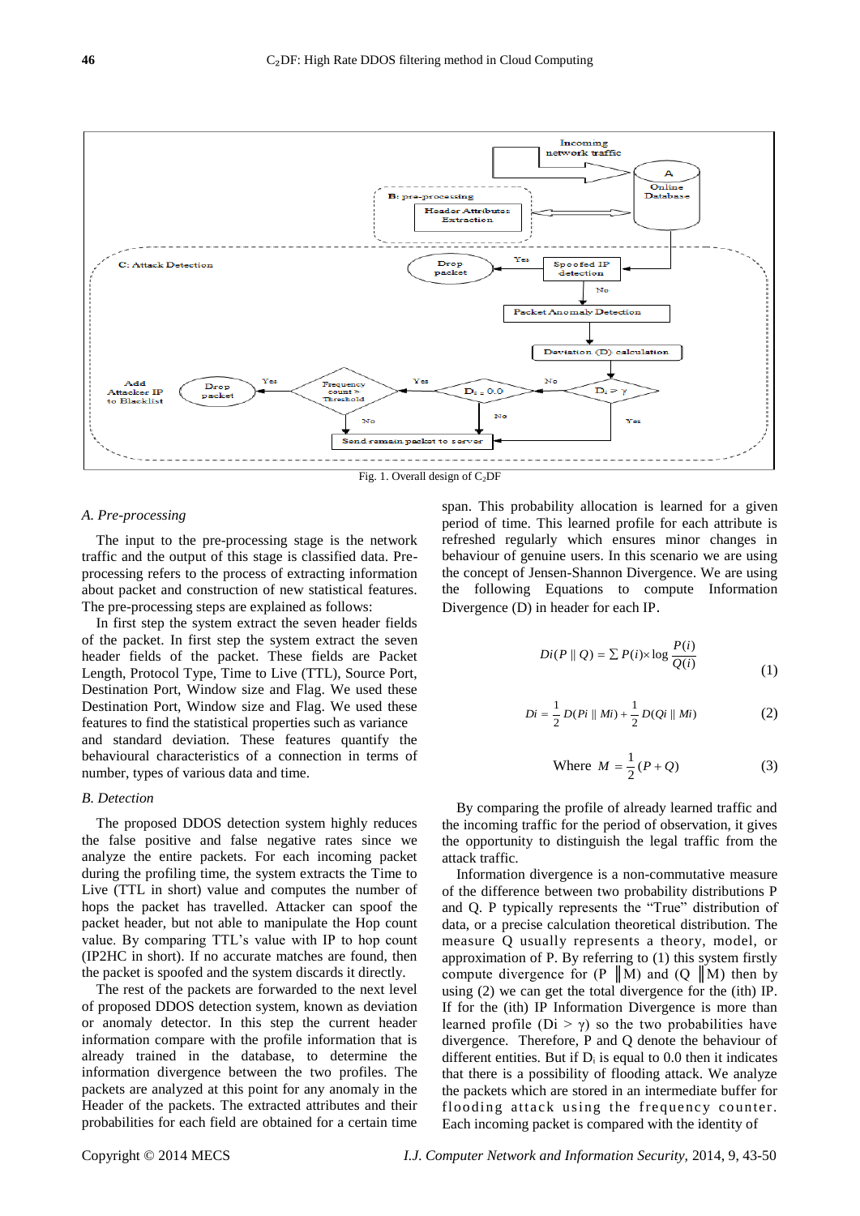Fig. 1. Overall design of $C_2DF$

### A. Pre-processing

The input to the pre-processing stage is the network traffic and the output of this stage is classified data. Pre-processing refers to the process of extracting information about packet and construction of new statistical features. The pre-processing steps are explained as follows:

In first step the system extract the seven header fields of the packet. In first step the system extract the seven header fields of the packet. These fields are Packet Length, Protocol Type, Time to Live (TTL), Source Port, Destination Port, Window size and Flag. We used these Destination Port, Window size and Flag. We used these features to find the statistical properties such as variance and standard deviation. These features quantify the behavioural characteristics of a connection in terms of number, types of various data and time.

### B. Detection

The proposed DDOS detection system highly reduces the false positive and false negative rates since we analyze the entire packets. For each incoming packet during the profiling time, the system extracts the Time to Live (TTL in short) value and computes the number of hops the packet has travelled. Attacker can spoof the packet header, but not able to manipulate the Hop count value. By comparing TTL's value with IP to hop count (IP2HC in short). If no accurate matches are found, then the packet is spoofed and the system discards it directly.

The rest of the packets are forwarded to the next level of proposed DDOS detection system, known as deviation or anomaly detector. In this step the current header information compare with the profile information that is already trained in the database, to determine the information divergence between the two profiles. The packets are analyzed at this point for any anomaly in the Header of the packets. The extracted attributes and their probabilities for each field are obtained for a certain time span. This probability allocation is learned for a given period of time. This learned profile for each attribute is refreshed regularly which ensures minor changes in behaviour of genuine users. In this scenario we are using the concept of Jensen-Shannon Divergence. We are using the following Equations to compute Information Divergence (D) in header for each IP.

$$Di(P \parallel Q) = \sum P(i) \times \log \frac{P(i)}{Q(i)} \tag{1}$$

$$Di = \frac{1}{2} D(Pi \parallel Mi) + \frac{1}{2} D(Qi \parallel Mi) \tag{2}$$

$$\text{Where } M = \frac{1}{2}(P + Q) \tag{3}$$

By comparing the profile of already learned traffic and the incoming traffic for the period of observation, it gives the opportunity to distinguish the legal traffic from the attack traffic.

Information divergence is a non-commutative measure of the difference between two probability distributions P and Q. P typically represents the "True" distribution of data, or a precise calculation theoretical distribution. The measure Q usually represents a theory, model, or approximation of P. By referring to (1) this system firstly compute divergence for ($P \parallel M$) and ($Q \parallel M$) then by using (2) we can get the total divergence for the (ith) IP. If for the (ith) IP Information Divergence is more than learned profile ($Di > \gamma$) so the two probabilities have divergence. Therefore, P and Q denote the behaviour of different entities. But if $D_i$ is equal to 0.0 then it indicates that there is a possibility of flooding attack. We analyze the packets which are stored in an intermediate buffer for flooding attack using the frequency counter. Each incoming packet is compared with the identity of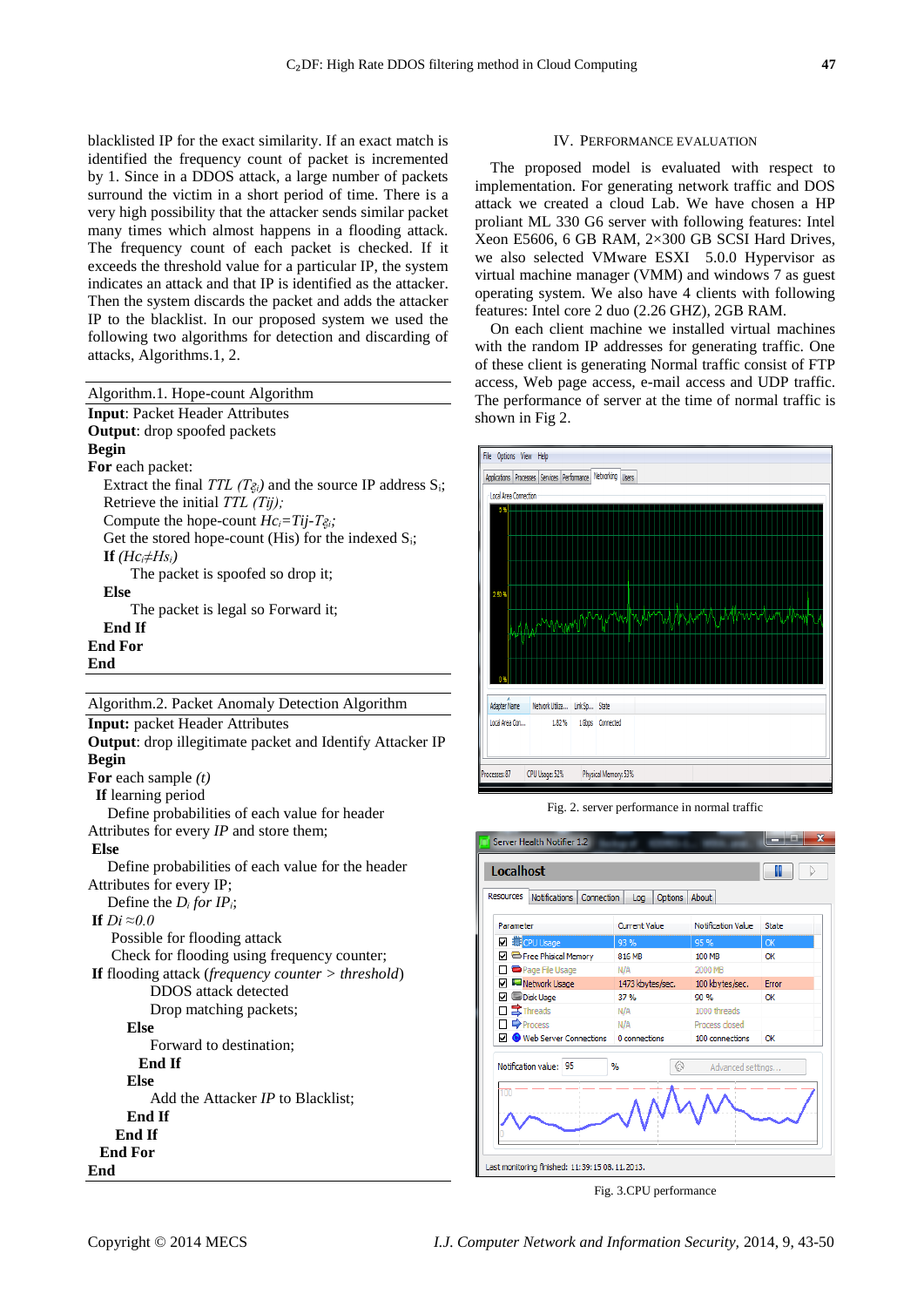blacklisted IP for the exact similarity. If an exact match is identified the frequency count of packet is incremented by 1. Since in a DDOS attack, a large number of packets surround the victim in a short period of time. There is a very high possibility that the attacker sends similar packet many times which almost happens in a flooding attack. The frequency count of each packet is checked. If it exceeds the threshold value for a particular IP, the system indicates an attack and that IP is identified as the attacker. Then the system discards the packet and adds the attacker IP to the blacklist. In our proposed system we used the following two algorithms for detection and discarding of attacks, Algorithms.1, 2.

---

Algorithm.1. Hope-count Algorithm

**Input**: Packet Header Attributes
**Output**: drop spoofed packets
**Begin**
**For** each packet:
  Extract the final *TTL* ($T_{f_i}$) and the source IP address $S_i$;
  Retrieve the initial *TTL (Tij);*
  Compute the hope-count $Hc_i = Tij - T_{f_i}$;
  Get the stored hope-count (His) for the indexed $S_i$;
  **If** ($Hc_i \neq Hs_i$)
    The packet is spoofed so drop it;
  **Else**
    The packet is legal so Forward it;
  **End If**
**End For**
**End**

---

Algorithm.2. Packet Anomaly Detection Algorithm

**Input:** packet Header Attributes
**Output**: drop illegitimate packet and Identify Attacker IP
**Begin**
**For** each sample *(t)*
  **If** learning period
    Define probabilities of each value for header Attributes for every *IP* and store them;
  **Else**
    Define probabilities of each value for the header Attributes for every IP;
    Define the $D_i$ *for* $IP_i$;
  **If** $Di \approx 0.0$
    Possible for flooding attack
    Check for flooding using frequency counter;
  **If** flooding attack (*frequency counter > threshold*)
      DDOS attack detected
      Drop matching packets;
    **Else**
      Forward to destination;
    **End If**
  **Else**
      Add the Attacker *IP* to Blacklist;
  **End If**
  **End If**
**End For**
**End**

---

## IV. Performance Evaluation

The proposed model is evaluated with respect to implementation. For generating network traffic and DOS attack we created a cloud Lab. We have chosen a HP proliant ML 330 G6 server with following features: Intel Xeon E5606, 6 GB RAM, 2×300 GB SCSI Hard Drives, we also selected VMware ESXI 5.0.0 Hypervisor as virtual machine manager (VMM) and windows 7 as guest operating system. We also have 4 clients with following features: Intel core 2 duo (2.26 GHZ), 2GB RAM.

On each client machine we installed virtual machines with the random IP addresses for generating traffic. One of these client is generating Normal traffic consist of FTP access, Web page access, e-mail access and UDP traffic. The performance of server at the time of normal traffic is shown in Fig 2.

Fig. 2. server performance in normal traffic

Fig. 3.CPU performance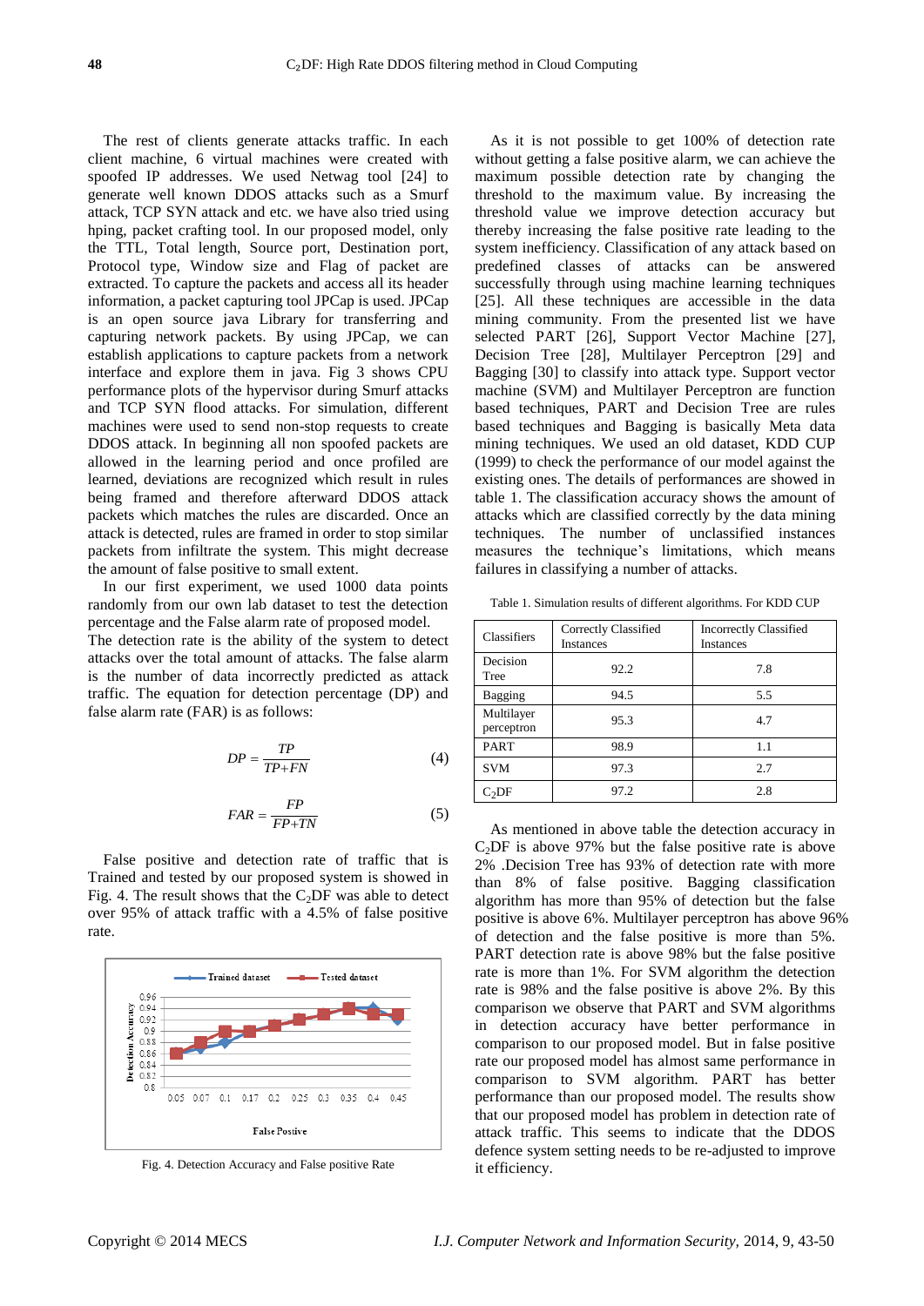The rest of clients generate attacks traffic. In each client machine, 6 virtual machines were created with spoofed IP addresses. We used Netwag tool [24] to generate well known DDOS attacks such as a Smurf attack, TCP SYN attack and etc. we have also tried using hping, packet crafting tool. In our proposed model, only the TTL, Total length, Source port, Destination port, Protocol type, Window size and Flag of packet are extracted. To capture the packets and access all its header information, a packet capturing tool JPCap is used. JPCap is an open source java Library for transferring and capturing network packets. By using JPCap, we can establish applications to capture packets from a network interface and explore them in java. Fig 3 shows CPU performance plots of the hypervisor during Smurf attacks and TCP SYN flood attacks. For simulation, different machines were used to send non-stop requests to create DDOS attack. In beginning all non spoofed packets are allowed in the learning period and once profiled are learned, deviations are recognized which result in rules being framed and therefore afterward DDOS attack packets which matches the rules are discarded. Once an attack is detected, rules are framed in order to stop similar packets from infiltrate the system. This might decrease the amount of false positive to small extent.

In our first experiment, we used 1000 data points randomly from our own lab dataset to test the detection percentage and the False alarm rate of proposed model. The detection rate is the ability of the system to detect attacks over the total amount of attacks. The false alarm is the number of data incorrectly predicted as attack traffic. The equation for detection percentage (DP) and false alarm rate (FAR) is as follows:

$$DP = \frac{TP}{TP+FN} \tag{4}$$

$$FAR = \frac{FP}{FP+TN} \tag{5}$$

False positive and detection rate of traffic that is Trained and tested by our proposed system is showed in Fig. 4. The result shows that the $C_2DF$ was able to detect over 95% of attack traffic with a 4.5% of false positive rate.

Fig. 4. Detection Accuracy and False positive Rate

As it is not possible to get 100% of detection rate without getting a false positive alarm, we can achieve the maximum possible detection rate by changing the threshold to the maximum value. By increasing the threshold value we improve detection accuracy but thereby increasing the false positive rate leading to the system inefficiency. Classification of any attack based on predefined classes of attacks can be answered successfully through using machine learning techniques [25]. All these techniques are accessible in the data mining community. From the presented list we have selected PART [26], Support Vector Machine [27], Decision Tree [28], Multilayer Perceptron [29] and Bagging [30] to classify into attack type. Support vector machine (SVM) and Multilayer Perceptron are function based techniques, PART and Decision Tree are rules based techniques and Bagging is basically Meta data mining techniques. We used an old dataset, KDD CUP (1999) to check the performance of our model against the existing ones. The details of performances are showed in table 1. The classification accuracy shows the amount of attacks which are classified correctly by the data mining techniques. The number of unclassified instances measures the technique's limitations, which means failures in classifying a number of attacks.

Table 1. Simulation results of different algorithms. For KDD CUP

| Classifiers | Correctly Classified Instances | Incorrectly Classified Instances |
|---|---|---|
| Decision Tree | 92.2 | 7.8 |
| Bagging | 94.5 | 5.5 |
| Multilayer perceptron | 95.3 | 4.7 |
| PART | 98.9 | 1.1 |
| SVM | 97.3 | 2.7 |
| $C_2DF$ | 97.2 | 2.8 |

As mentioned in above table the detection accuracy in $C_2DF$ is above 97% but the false positive rate is above 2% .Decision Tree has 93% of detection rate with more than 8% of false positive. Bagging classification algorithm has more than 95% of detection but the false positive is above 6%. Multilayer perceptron has above 96% of detection and the false positive is more than 5%. PART detection rate is above 98% but the false positive rate is more than 1%. For SVM algorithm the detection rate is 98% and the false positive is above 2%. By this comparison we observe that PART and SVM algorithms in detection accuracy have better performance in comparison to our proposed model. But in false positive rate our proposed model has almost same performance in comparison to SVM algorithm. PART has better performance than our proposed model. The results show that our proposed model has problem in detection rate of attack traffic. This seems to indicate that the DDOS defence system setting needs to be re-adjusted to improve it efficiency.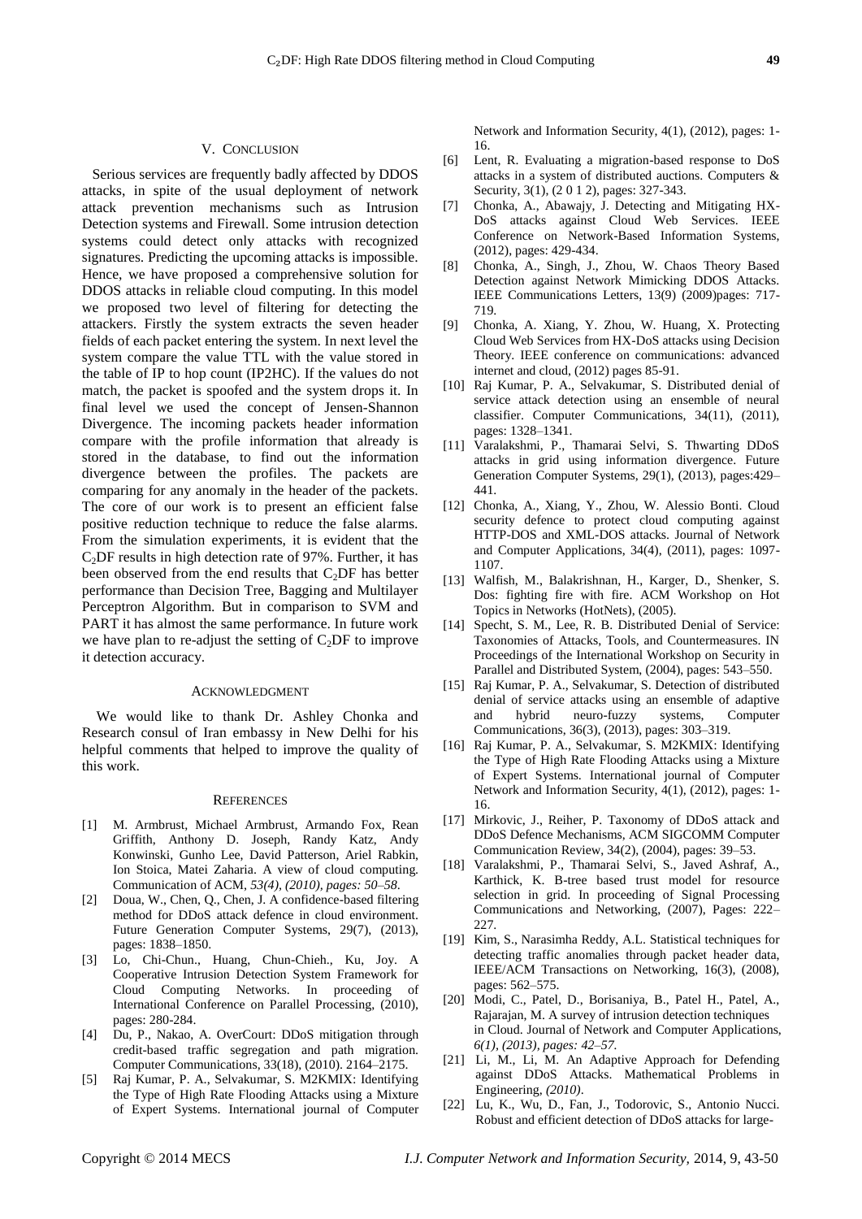## V. Conclusion

Serious services are frequently badly affected by DDOS attacks, in spite of the usual deployment of network attack prevention mechanisms such as Intrusion Detection systems and Firewall. Some intrusion detection systems could detect only attacks with recognized signatures. Predicting the upcoming attacks is impossible. Hence, we have proposed a comprehensive solution for DDOS attacks in reliable cloud computing. In this model we proposed two level of filtering for detecting the attackers. Firstly the system extracts the seven header fields of each packet entering the system. In next level the system compare the value TTL with the value stored in the table of IP to hop count (IP2HC). If the values do not match, the packet is spoofed and the system drops it. In final level we used the concept of Jensen-Shannon Divergence. The incoming packets header information compare with the profile information that already is stored in the database, to find out the information divergence between the profiles. The packets are comparing for any anomaly in the header of the packets. The core of our work is to present an efficient false positive reduction technique to reduce the false alarms. From the simulation experiments, it is evident that the $C_2$DF results in high detection rate of 97%. Further, it has been observed from the end results that $C_2$DF has better performance than Decision Tree, Bagging and Multilayer Perceptron Algorithm. But in comparison to SVM and PART it has almost the same performance. In future work we have plan to re-adjust the setting of $C_2$DF to improve it detection accuracy.

## Acknowledgment

We would like to thank Dr. Ashley Chonka and Research consul of Iran embassy in New Delhi for his helpful comments that helped to improve the quality of this work.

## References

[1] M. Armbrust, Michael Armbrust, Armando Fox, Rean Griffith, Anthony D. Joseph, Randy Katz, Andy Konwinski, Gunho Lee, David Patterson, Ariel Rabkin, Ion Stoica, Matei Zaharia. A view of cloud computing. Communication of ACM, *53(4), (2010), pages: 50–58*.

[2] Doua, W., Chen, Q., Chen, J. A confidence-based filtering method for DDoS attack defence in cloud environment. Future Generation Computer Systems, 29(7), (2013), pages: 1838–1850.

[3] Lo, Chi-Chun., Huang, Chun-Chieh., Ku, Joy. A Cooperative Intrusion Detection System Framework for Cloud Computing Networks. In proceeding of International Conference on Parallel Processing, (2010), pages: 280-284.

[4] Du, P., Nakao, A. OverCourt: DDoS mitigation through credit-based traffic segregation and path migration. Computer Communications, 33(18), (2010). 2164–2175.

[5] Raj Kumar, P. A., Selvakumar, S. M2KMIX: Identifying the Type of High Rate Flooding Attacks using a Mixture of Expert Systems. International journal of Computer Network and Information Security, 4(1), (2012), pages: 1-16.

[6] Lent, R. Evaluating a migration-based response to DoS attacks in a system of distributed auctions. Computers & Security, 3(1), (2 0 1 2), pages: 327-343.

[7] Chonka, A., Abawajy, J. Detecting and Mitigating HX-DoS attacks against Cloud Web Services. IEEE Conference on Network-Based Information Systems, (2012), pages: 429-434.

[8] Chonka, A., Singh, J., Zhou, W. Chaos Theory Based Detection against Network Mimicking DDOS Attacks. IEEE Communications Letters, 13(9) (2009)pages: 717-719.

[9] Chonka, A. Xiang, Y. Zhou, W. Huang, X. Protecting Cloud Web Services from HX-DoS attacks using Decision Theory. IEEE conference on communications: advanced internet and cloud, (2012) pages 85-91.

[10] Raj Kumar, P. A., Selvakumar, S. Distributed denial of service attack detection using an ensemble of neural classifier. Computer Communications, 34(11), (2011), pages: 1328–1341.

[11] Varalakshmi, P., Thamarai Selvi, S. Thwarting DDoS attacks in grid using information divergence. Future Generation Computer Systems, 29(1), (2013), pages:429–441.

[12] Chonka, A., Xiang, Y., Zhou, W. Alessio Bonti. Cloud security defence to protect cloud computing against HTTP-DOS and XML-DOS attacks. Journal of Network and Computer Applications, 34(4), (2011), pages: 1097-1107.

[13] Walfish, M., Balakrishnan, H., Karger, D., Shenker, S. Dos: fighting fire with fire. ACM Workshop on Hot Topics in Networks (HotNets), (2005).

[14] Specht, S. M., Lee, R. B. Distributed Denial of Service: Taxonomies of Attacks, Tools, and Countermeasures. IN Proceedings of the International Workshop on Security in Parallel and Distributed System, (2004), pages: 543–550.

[15] Raj Kumar, P. A., Selvakumar, S. Detection of distributed denial of service attacks using an ensemble of adaptive and hybrid neuro-fuzzy systems, Computer Communications, 36(3), (2013), pages: 303–319.

[16] Raj Kumar, P. A., Selvakumar, S. M2KMIX: Identifying the Type of High Rate Flooding Attacks using a Mixture of Expert Systems. International journal of Computer Network and Information Security, 4(1), (2012), pages: 1-16.

[17] Mirkovic, J., Reiher, P. Taxonomy of DDoS attack and DDoS Defence Mechanisms, ACM SIGCOMM Computer Communication Review, 34(2), (2004), pages: 39–53.

[18] Varalakshmi, P., Thamarai Selvi, S., Javed Ashraf, A., Karthick, K. B-tree based trust model for resource selection in grid. In proceeding of Signal Processing Communications and Networking, (2007), Pages: 222–227.

[19] Kim, S., Narasimha Reddy, A.L. Statistical techniques for detecting traffic anomalies through packet header data, IEEE/ACM Transactions on Networking, 16(3), (2008), pages: 562–575.

[20] Modi, C., Patel, D., Borisaniya, B., Patel H., Patel, A., Rajarajan, M. A survey of intrusion detection techniques in Cloud. Journal of Network and Computer Applications, *6(1), (2013), pages: 42–57.*

[21] Li, M., Li, M. An Adaptive Approach for Defending against DDoS Attacks. Mathematical Problems in Engineering, *(2010)*.

[22] Lu, K., Wu, D., Fan, J., Todorovic, S., Antonio Nucci. Robust and efficient detection of DDoS attacks for large-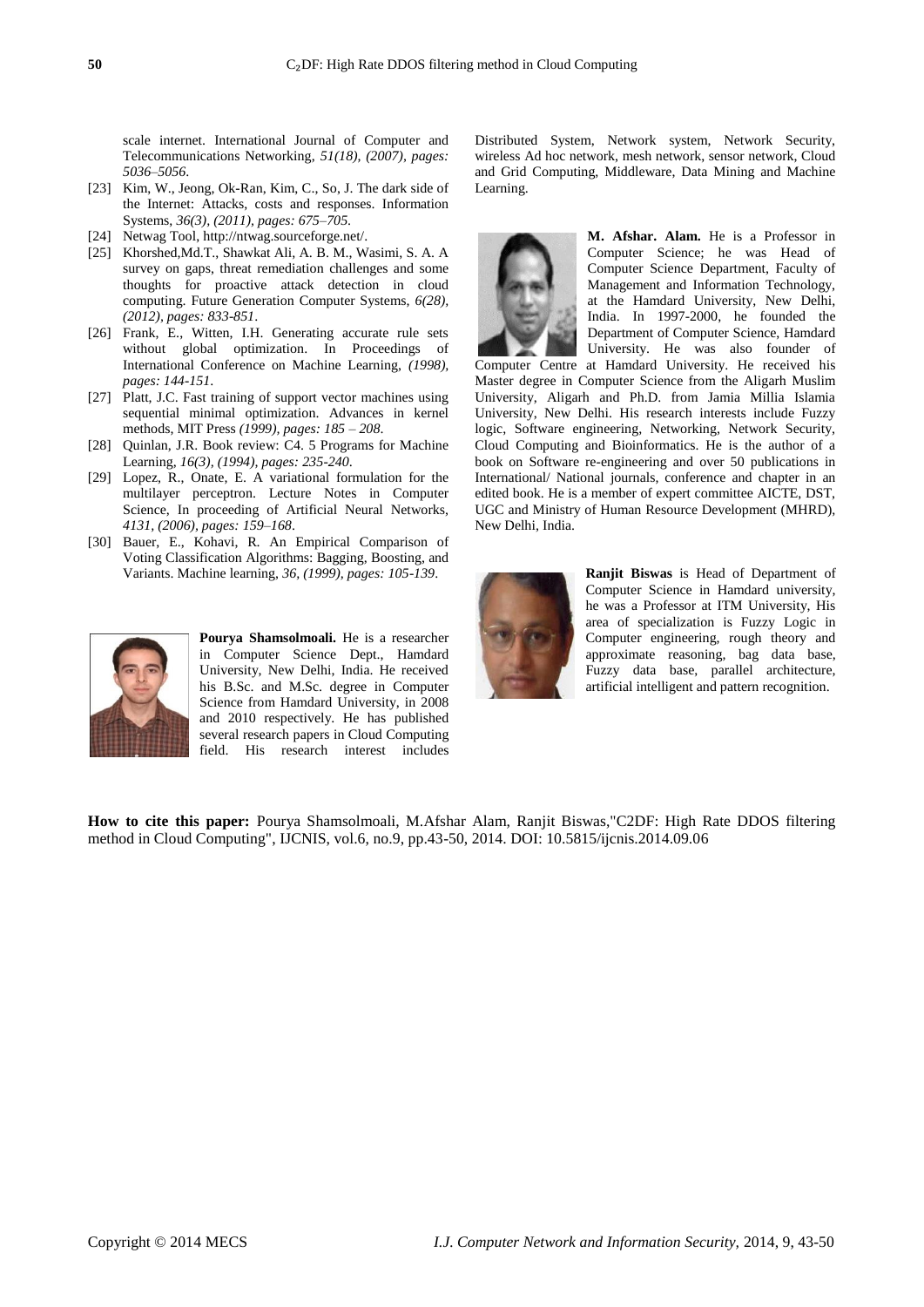scale internet. International Journal of Computer and Telecommunications Networking, *51(18), (2007), pages: 5036–5056*.

[23] Kim, W., Jeong, Ok-Ran, Kim, C., So, J. The dark side of the Internet: Attacks, costs and responses. Information Systems, *36(3), (2011), pages: 675–705*.

[24] Netwag Tool, http://ntwag.sourceforge.net/.

[25] Khorshed,Md.T., Shawkat Ali, A. B. M., Wasimi, S. A. A survey on gaps, threat remediation challenges and some thoughts for proactive attack detection in cloud computing. Future Generation Computer Systems, *6(28), (2012), pages: 833-851*.

[26] Frank, E., Witten, I.H. Generating accurate rule sets without global optimization. In Proceedings of International Conference on Machine Learning, *(1998), pages: 144-151*.

[27] Platt, J.C. Fast training of support vector machines using sequential minimal optimization. Advances in kernel methods, MIT Press *(1999), pages: 185 – 208*.

[28] Quinlan, J.R. Book review: C4. 5 Programs for Machine Learning, *16(3), (1994), pages: 235-240*.

[29] Lopez, R., Onate, E. A variational formulation for the multilayer perceptron. Lecture Notes in Computer Science, In proceeding of Artificial Neural Networks, *4131, (2006), pages: 159–168*.

[30] Bauer, E., Kohavi, R. An Empirical Comparison of Voting Classification Algorithms: Bagging, Boosting, and Variants. Machine learning, *36, (1999), pages: 105-139*.

**Pourya Shamsolmoali.** He is a researcher in Computer Science Dept., Hamdard University, New Delhi, India. He received his B.Sc. and M.Sc. degree in Computer Science from Hamdard University, in 2008 and 2010 respectively. He has published several research papers in Cloud Computing field. His research interest includes Distributed System, Network system, Network Security, wireless Ad hoc network, mesh network, sensor network, Cloud and Grid Computing, Middleware, Data Mining and Machine Learning.

**M. Afshar. Alam.** He is a Professor in Computer Science; he was Head of Computer Science Department, Faculty of Management and Information Technology, at the Hamdard University, New Delhi, India. In 1997-2000, he founded the Department of Computer Science, Hamdard University. He was also founder of Computer Centre at Hamdard University. He received his Master degree in Computer Science from the Aligarh Muslim University, Aligarh and Ph.D. from Jamia Millia Islamia University, New Delhi. His research interests include Fuzzy logic, Software engineering, Networking, Network Security, Cloud Computing and Bioinformatics. He is the author of a book on Software re-engineering and over 50 publications in International/ National journals, conference and chapter in an edited book. He is a member of expert committee AICTE, DST, UGC and Ministry of Human Resource Development (MHRD), New Delhi, India.

**Ranjit Biswas** is Head of Department of Computer Science in Hamdard university, he was a Professor at ITM University, His area of specialization is Fuzzy Logic in Computer engineering, rough theory and approximate reasoning, bag data base, Fuzzy data base, parallel architecture, artificial intelligent and pattern recognition.

**How to cite this paper:** Pourya Shamsolmoali, M.Afshar Alam, Ranjit Biswas,"C2DF: High Rate DDOS filtering method in Cloud Computing", IJCNIS, vol.6, no.9, pp.43-50, 2014. DOI: 10.5815/ijcnis.2014.09.06